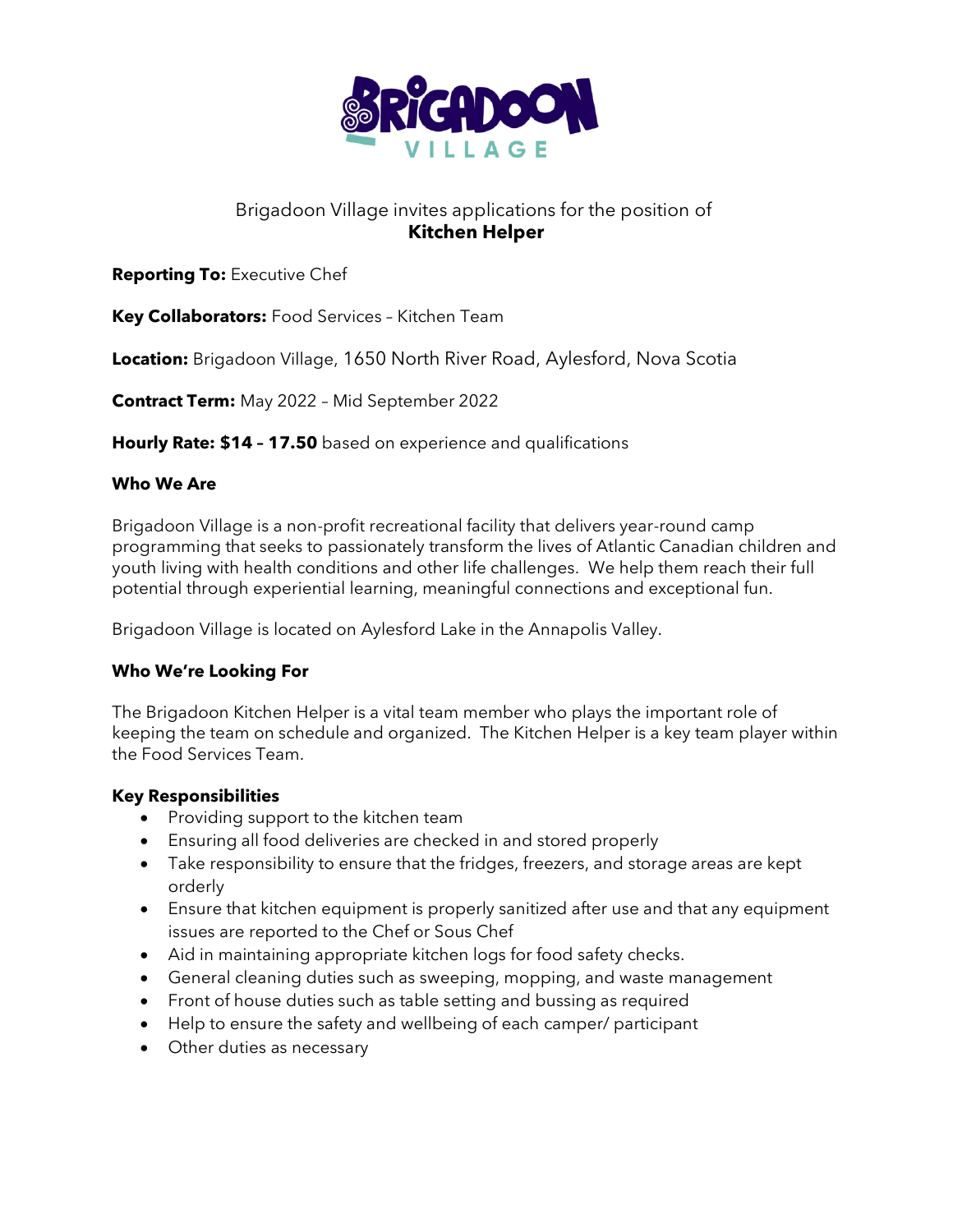Brigadoon Village invites applications for the position of

**Kitchen Helper**

**Reporting To:** Executive Chef

**Key Collaborators:** Food Services – Kitchen Team

**Location:** Brigadoon Village, 1650 North River Road, Aylesford, Nova Scotia

**Contract Term:** May 2022 – Mid September 2022

**Hourly Rate: $14 – 17.50** based on experience and qualifications

**Who We Are**

Brigadoon Village is a non-profit recreational facility that delivers year-round camp programming that seeks to passionately transform the lives of Atlantic Canadian children and youth living with health conditions and other life challenges. We help them reach their full potential through experiential learning, meaningful connections and exceptional fun.

Brigadoon Village is located on Aylesford Lake in the Annapolis Valley.

**Who We're Looking For**

The Brigadoon Kitchen Helper is a vital team member who plays the important role of keeping the team on schedule and organized. The Kitchen Helper is a key team player within the Food Services Team.

**Key Responsibilities**

- Providing support to the kitchen team
- Ensuring all food deliveries are checked in and stored properly
- Take responsibility to ensure that the fridges, freezers, and storage areas are kept orderly
- Ensure that kitchen equipment is properly sanitized after use and that any equipment issues are reported to the Chef or Sous Chef
- Aid in maintaining appropriate kitchen logs for food safety checks.
- General cleaning duties such as sweeping, mopping, and waste management
- Front of house duties such as table setting and bussing as required
- Help to ensure the safety and wellbeing of each camper/ participant
- Other duties as necessary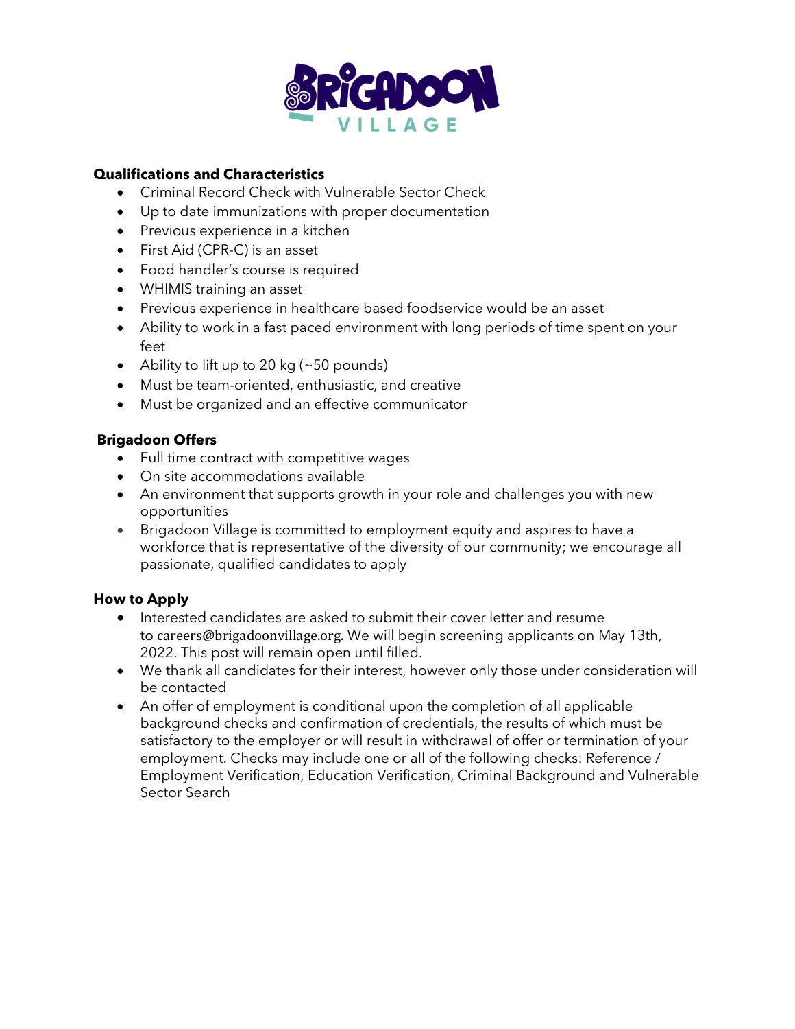**Qualifications and Characteristics**

- Criminal Record Check with Vulnerable Sector Check
- Up to date immunizations with proper documentation
- Previous experience in a kitchen
- First Aid (CPR-C) is an asset
- Food handler's course is required
- WHIMIS training an asset
- Previous experience in healthcare based foodservice would be an asset
- Ability to work in a fast paced environment with long periods of time spent on your feet
- Ability to lift up to 20 kg (~50 pounds)
- Must be team-oriented, enthusiastic, and creative
- Must be organized and an effective communicator

**Brigadoon Offers**

- Full time contract with competitive wages
- On site accommodations available
- An environment that supports growth in your role and challenges you with new opportunities
- Brigadoon Village is committed to employment equity and aspires to have a workforce that is representative of the diversity of our community; we encourage all passionate, qualified candidates to apply

**How to Apply**

- Interested candidates are asked to submit their cover letter and resume to careers@brigadoonvillage.org. We will begin screening applicants on May 13th, 2022. This post will remain open until filled.
- We thank all candidates for their interest, however only those under consideration will be contacted
- An offer of employment is conditional upon the completion of all applicable background checks and confirmation of credentials, the results of which must be satisfactory to the employer or will result in withdrawal of offer or termination of your employment. Checks may include one or all of the following checks: Reference / Employment Verification, Education Verification, Criminal Background and Vulnerable Sector Search